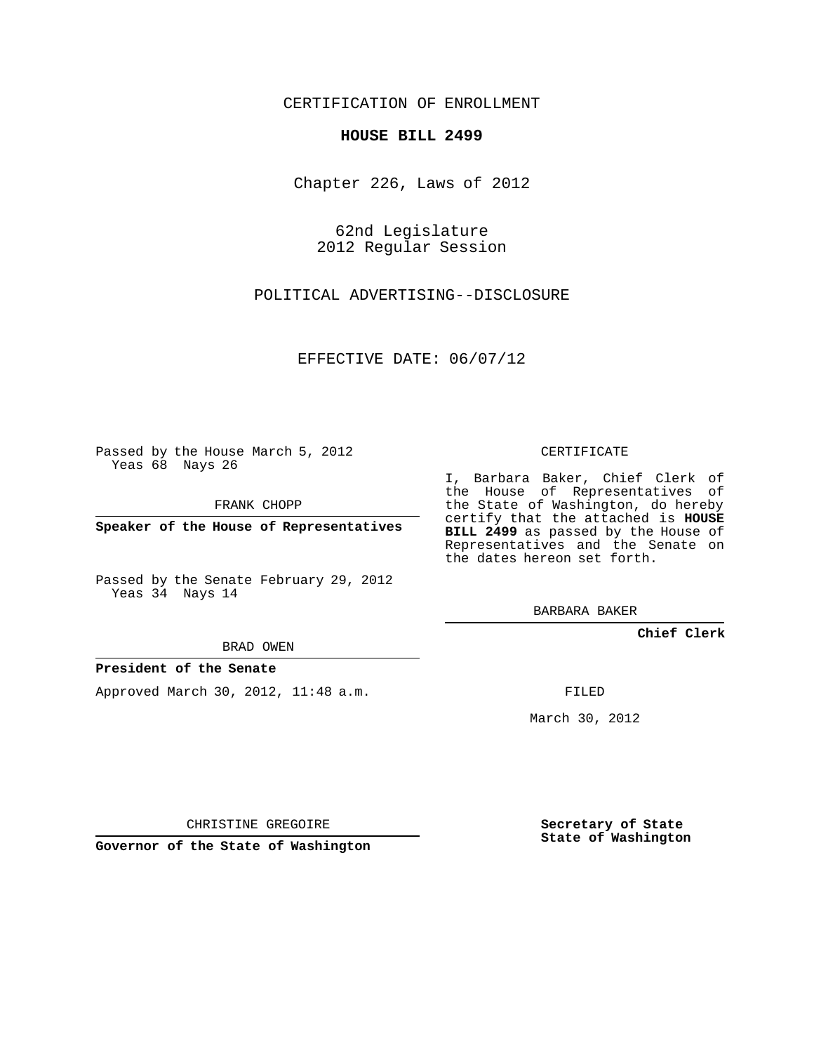CERTIFICATION OF ENROLLMENT

**HOUSE BILL 2499**

Chapter 226, Laws of 2012

62nd Legislature
2012 Regular Session

POLITICAL ADVERTISING--DISCLOSURE

EFFECTIVE DATE: 06/07/12

Passed by the House March 5, 2012
Yeas 68 Nays 26

FRANK CHOPP

**Speaker of the House of Representatives**

Passed by the Senate February 29, 2012
Yeas 34 Nays 14

BRAD OWEN

**President of the Senate**

Approved March 30, 2012, 11:48 a.m.

CHRISTINE GREGOIRE

**Governor of the State of Washington**

CERTIFICATE

I, Barbara Baker, Chief Clerk of the House of Representatives of the State of Washington, do hereby certify that the attached is **HOUSE BILL 2499** as passed by the House of Representatives and the Senate on the dates hereon set forth.

BARBARA BAKER

**Chief Clerk**

FILED

March 30, 2012

**Secretary of State**
**State of Washington**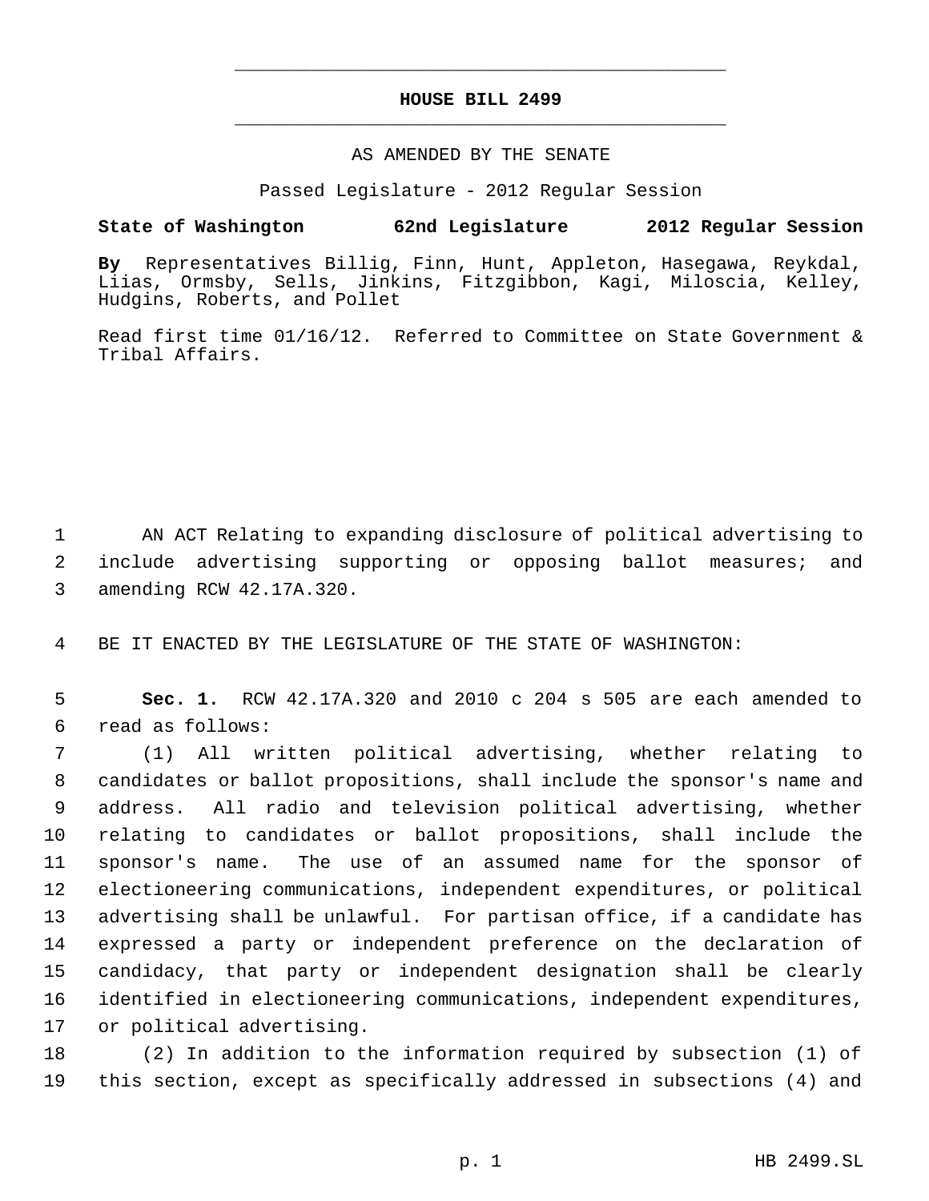# HOUSE BILL 2499

AS AMENDED BY THE SENATE

Passed Legislature - 2012 Regular Session

**State of Washington 62nd Legislature 2012 Regular Session**

**By** Representatives Billig, Finn, Hunt, Appleton, Hasegawa, Reykdal, Liias, Ormsby, Sells, Jinkins, Fitzgibbon, Kagi, Miloscia, Kelley, Hudgins, Roberts, and Pollet

Read first time 01/16/12. Referred to Committee on State Government & Tribal Affairs.

1 AN ACT Relating to expanding disclosure of political advertising to
2 include advertising supporting or opposing ballot measures; and
3 amending RCW 42.17A.320.

4 BE IT ENACTED BY THE LEGISLATURE OF THE STATE OF WASHINGTON:

5 **Sec. 1.** RCW 42.17A.320 and 2010 c 204 s 505 are each amended to
6 read as follows:

7 (1) All written political advertising, whether relating to
8 candidates or ballot propositions, shall include the sponsor's name and
9 address. All radio and television political advertising, whether
10 relating to candidates or ballot propositions, shall include the
11 sponsor's name. The use of an assumed name for the sponsor of
12 electioneering communications, independent expenditures, or political
13 advertising shall be unlawful. For partisan office, if a candidate has
14 expressed a party or independent preference on the declaration of
15 candidacy, that party or independent designation shall be clearly
16 identified in electioneering communications, independent expenditures,
17 or political advertising.

18 (2) In addition to the information required by subsection (1) of
19 this section, except as specifically addressed in subsections (4) and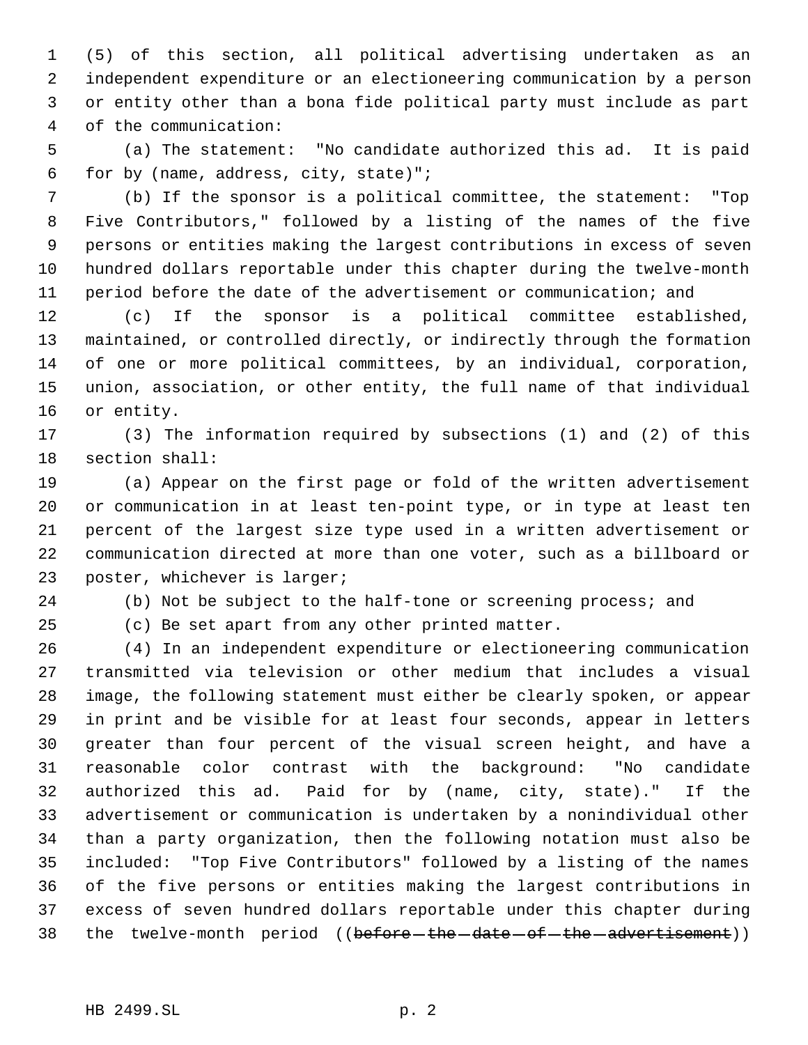(5) of this section, all political advertising undertaken as an independent expenditure or an electioneering communication by a person or entity other than a bona fide political party must include as part of the communication:

(a) The statement: "No candidate authorized this ad. It is paid for by (name, address, city, state)";

(b) If the sponsor is a political committee, the statement: "Top Five Contributors," followed by a listing of the names of the five persons or entities making the largest contributions in excess of seven hundred dollars reportable under this chapter during the twelve-month period before the date of the advertisement or communication; and

(c) If the sponsor is a political committee established, maintained, or controlled directly, or indirectly through the formation of one or more political committees, by an individual, corporation, union, association, or other entity, the full name of that individual or entity.

(3) The information required by subsections (1) and (2) of this section shall:

(a) Appear on the first page or fold of the written advertisement or communication in at least ten-point type, or in type at least ten percent of the largest size type used in a written advertisement or communication directed at more than one voter, such as a billboard or poster, whichever is larger;

(b) Not be subject to the half-tone or screening process; and

(c) Be set apart from any other printed matter.

(4) In an independent expenditure or electioneering communication transmitted via television or other medium that includes a visual image, the following statement must either be clearly spoken, or appear in print and be visible for at least four seconds, appear in letters greater than four percent of the visual screen height, and have a reasonable color contrast with the background: "No candidate authorized this ad. Paid for by (name, city, state)." If the advertisement or communication is undertaken by a nonindividual other than a party organization, then the following notation must also be included: "Top Five Contributors" followed by a listing of the names of the five persons or entities making the largest contributions in excess of seven hundred dollars reportable under this chapter during the twelve-month period ((~~before the date of the advertisement~~))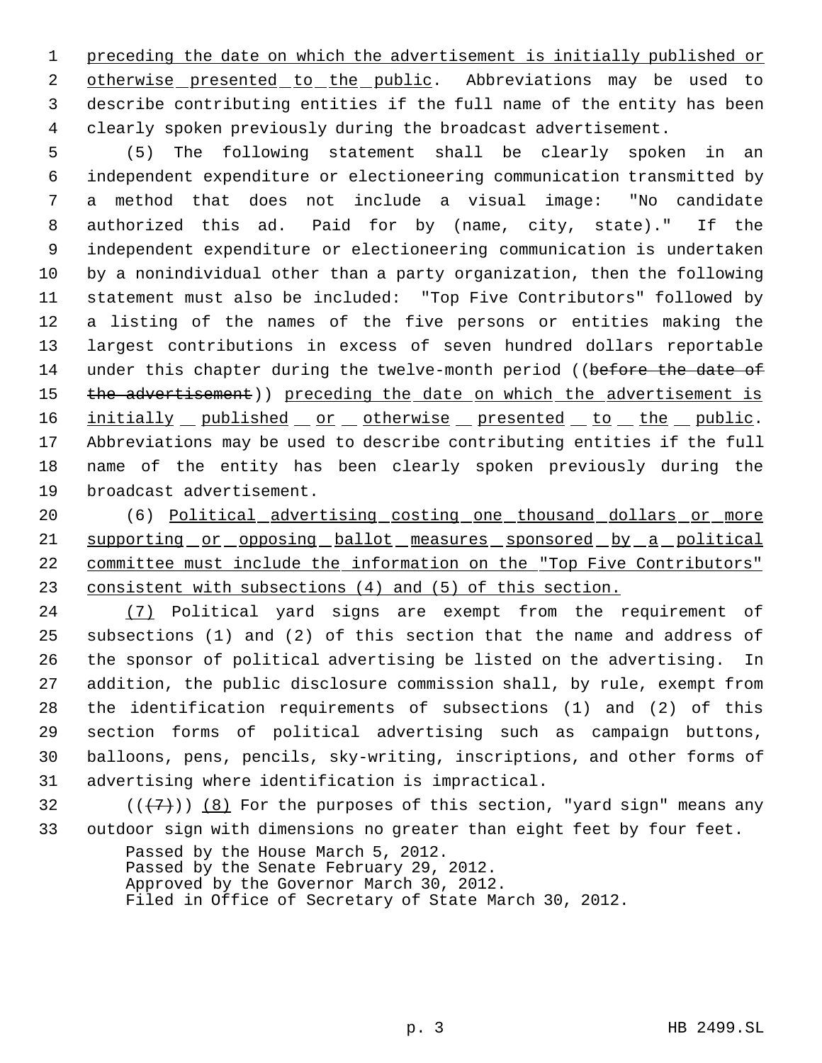preceding the date on which the advertisement is initially published or otherwise presented to the public. Abbreviations may be used to describe contributing entities if the full name of the entity has been clearly spoken previously during the broadcast advertisement.

(5) The following statement shall be clearly spoken in an independent expenditure or electioneering communication transmitted by a method that does not include a visual image: "No candidate authorized this ad. Paid for by (name, city, state)." If the independent expenditure or electioneering communication is undertaken by a nonindividual other than a party organization, then the following statement must also be included: "Top Five Contributors" followed by a listing of the names of the five persons or entities making the largest contributions in excess of seven hundred dollars reportable under this chapter during the twelve-month period ((~~before the date of the advertisement~~)) preceding the date on which the advertisement is initially published or otherwise presented to the public. Abbreviations may be used to describe contributing entities if the full name of the entity has been clearly spoken previously during the broadcast advertisement.

(6) Political advertising costing one thousand dollars or more supporting or opposing ballot measures sponsored by a political committee must include the information on the "Top Five Contributors" consistent with subsections (4) and (5) of this section.

(7) Political yard signs are exempt from the requirement of subsections (1) and (2) of this section that the name and address of the sponsor of political advertising be listed on the advertising. In addition, the public disclosure commission shall, by rule, exempt from the identification requirements of subsections (1) and (2) of this section forms of political advertising such as campaign buttons, balloons, pens, pencils, sky-writing, inscriptions, and other forms of advertising where identification is impractical.

((~~(7)~~)) (8) For the purposes of this section, "yard sign" means any outdoor sign with dimensions no greater than eight feet by four feet.

Passed by the House March 5, 2012.
Passed by the Senate February 29, 2012.
Approved by the Governor March 30, 2012.
Filed in Office of Secretary of State March 30, 2012.